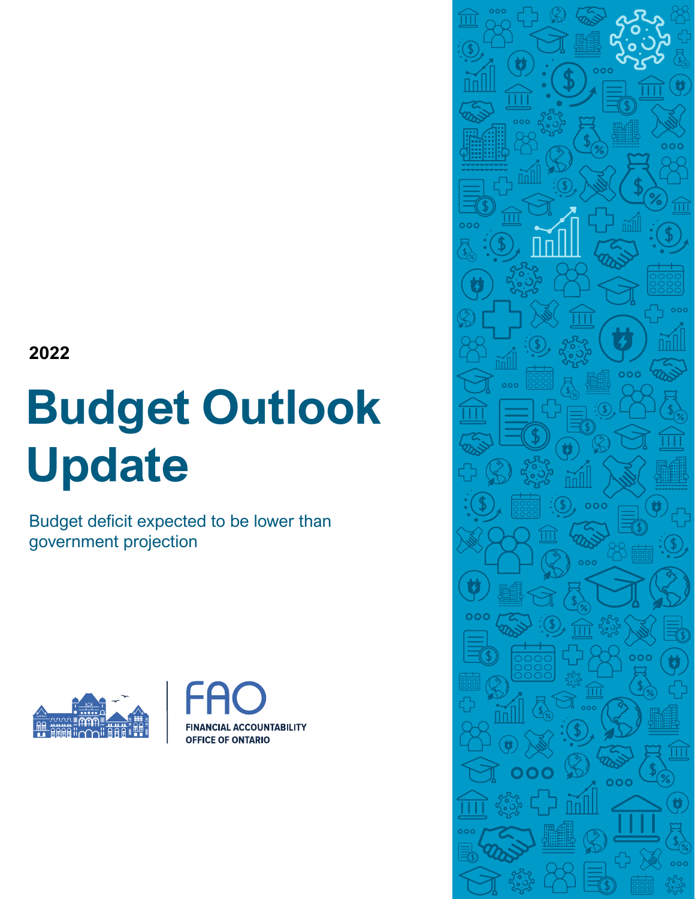**2022**

# Budget Outlook Update

Budget deficit expected to be lower than government projection

FAO

FINANCIAL ACCOUNTABILITY OFFICE OF ONTARIO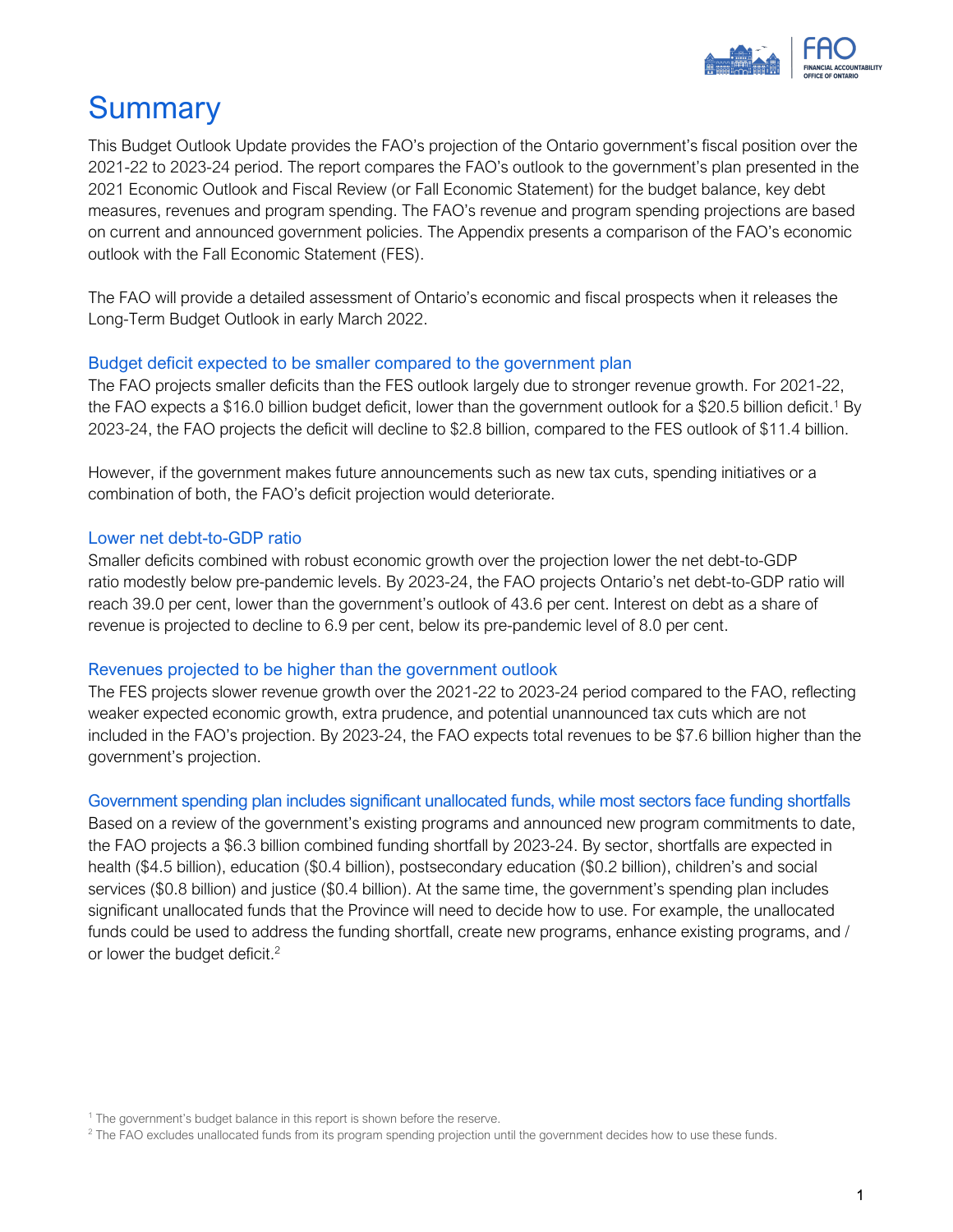# Summary

This Budget Outlook Update provides the FAO's projection of the Ontario government's fiscal position over the 2021-22 to 2023-24 period. The report compares the FAO's outlook to the government's plan presented in the 2021 Economic Outlook and Fiscal Review (or Fall Economic Statement) for the budget balance, key debt measures, revenues and program spending. The FAO's revenue and program spending projections are based on current and announced government policies. The Appendix presents a comparison of the FAO's economic outlook with the Fall Economic Statement (FES).

The FAO will provide a detailed assessment of Ontario's economic and fiscal prospects when it releases the Long-Term Budget Outlook in early March 2022.

## Budget deficit expected to be smaller compared to the government plan

The FAO projects smaller deficits than the FES outlook largely due to stronger revenue growth. For 2021-22, the FAO expects a $16.0 billion budget deficit, lower than the government outlook for a $20.5 billion deficit.[1] By 2023-24, the FAO projects the deficit will decline to $2.8 billion, compared to the FES outlook of $11.4 billion.

However, if the government makes future announcements such as new tax cuts, spending initiatives or a combination of both, the FAO's deficit projection would deteriorate.

## Lower net debt-to-GDP ratio

Smaller deficits combined with robust economic growth over the projection lower the net debt-to-GDP ratio modestly below pre-pandemic levels. By 2023-24, the FAO projects Ontario's net debt-to-GDP ratio will reach 39.0 per cent, lower than the government's outlook of 43.6 per cent. Interest on debt as a share of revenue is projected to decline to 6.9 per cent, below its pre-pandemic level of 8.0 per cent.

## Revenues projected to be higher than the government outlook

The FES projects slower revenue growth over the 2021-22 to 2023-24 period compared to the FAO, reflecting weaker expected economic growth, extra prudence, and potential unannounced tax cuts which are not included in the FAO's projection. By 2023-24, the FAO expects total revenues to be $7.6 billion higher than the government's projection.

## Government spending plan includes significant unallocated funds, while most sectors face funding shortfalls

Based on a review of the government's existing programs and announced new program commitments to date, the FAO projects a $6.3 billion combined funding shortfall by 2023-24. By sector, shortfalls are expected in health ($4.5 billion), education ($0.4 billion), postsecondary education ($0.2 billion), children's and social services ($0.8 billion) and justice ($0.4 billion). At the same time, the government's spending plan includes significant unallocated funds that the Province will need to decide how to use. For example, the unallocated funds could be used to address the funding shortfall, create new programs, enhance existing programs, and / or lower the budget deficit.[2]

[1] The government's budget balance in this report is shown before the reserve.

[2] The FAO excludes unallocated funds from its program spending projection until the government decides how to use these funds.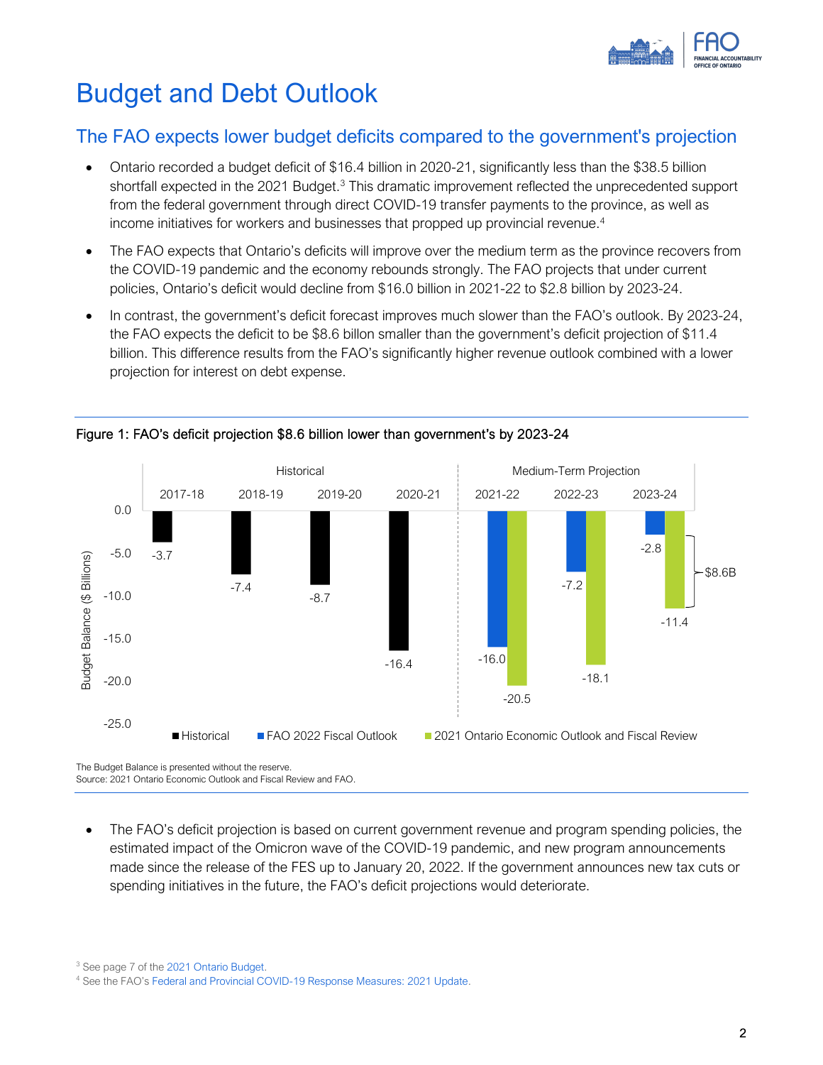# Budget and Debt Outlook

## The FAO expects lower budget deficits compared to the government's projection

- Ontario recorded a budget deficit of $16.4 billion in 2020-21, significantly less than the $38.5 billion shortfall expected in the 2021 Budget.[3] This dramatic improvement reflected the unprecedented support from the federal government through direct COVID-19 transfer payments to the province, as well as income initiatives for workers and businesses that propped up provincial revenue.[4]
- The FAO expects that Ontario's deficits will improve over the medium term as the province recovers from the COVID-19 pandemic and the economy rebounds strongly. The FAO projects that under current policies, Ontario's deficit would decline from $16.0 billion in 2021-22 to $2.8 billion by 2023-24.
- In contrast, the government's deficit forecast improves much slower than the FAO's outlook. By 2023-24, the FAO expects the deficit to be $8.6 billon smaller than the government's deficit projection of $11.4 billion. This difference results from the FAO's significantly higher revenue outlook combined with a lower projection for interest on debt expense.

Figure 1: FAO's deficit projection $8.6 billion lower than government's by 2023-24

| Budget Balance ($ Billions) | Historical | | | | Medium-Term Projection | | |
|---|---|---|---|---|---|---|---|
| | 2017-18 | 2018-19 | 2019-20 | 2020-21 | 2021-22 | 2022-23 | 2023-24 |
| Historical | -3.7 | -7.4 | -8.7 | -16.4 | | | |
| FAO 2022 Fiscal Outlook | | | | | -16.0 | -7.2 | -2.8 |
| 2021 Ontario Economic Outlook and Fiscal Review | | | | | -20.5 | -18.1 | -11.4 |

Difference in 2023-24: $8.6B

The Budget Balance is presented without the reserve.
Source: 2021 Ontario Economic Outlook and Fiscal Review and FAO.

- The FAO's deficit projection is based on current government revenue and program spending policies, the estimated impact of the Omicron wave of the COVID-19 pandemic, and new program announcements made since the release of the FES up to January 20, 2022. If the government announces new tax cuts or spending initiatives in the future, the FAO's deficit projections would deteriorate.

[3] See page 7 of the 2021 Ontario Budget.
[4] See the FAO's Federal and Provincial COVID-19 Response Measures: 2021 Update.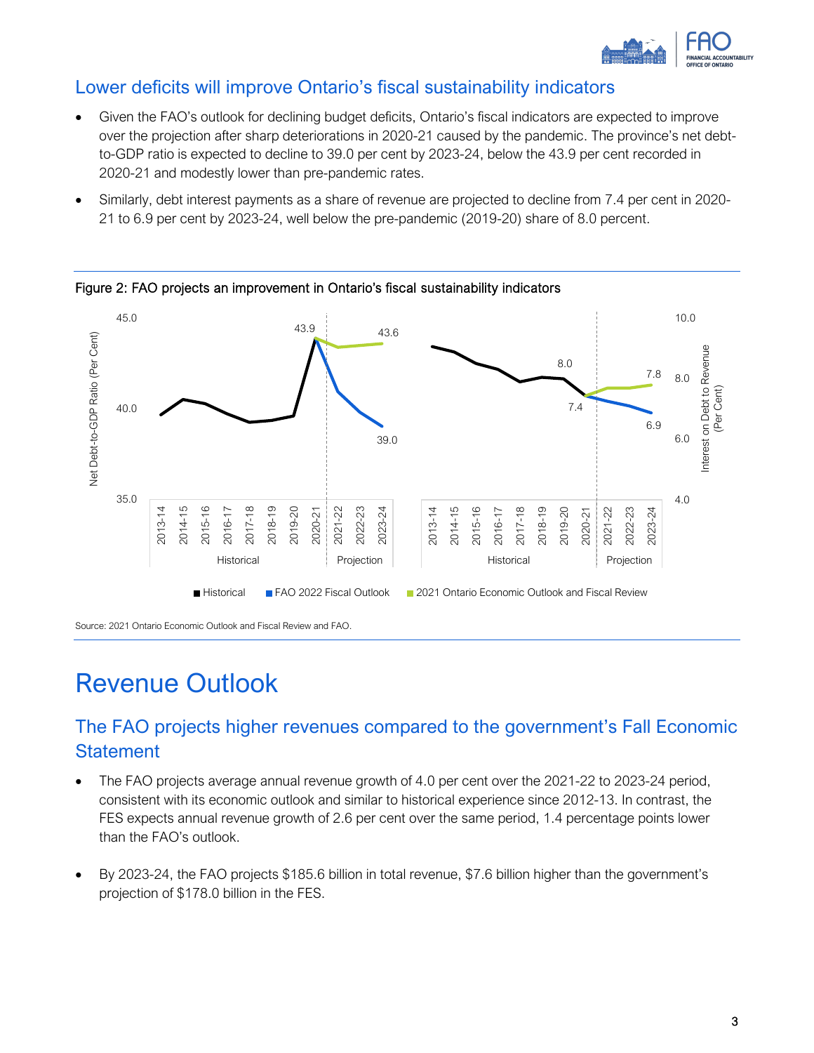## Lower deficits will improve Ontario's fiscal sustainability indicators

- Given the FAO's outlook for declining budget deficits, Ontario's fiscal indicators are expected to improve over the projection after sharp deteriorations in 2020-21 caused by the pandemic. The province's net debt-to-GDP ratio is expected to decline to 39.0 per cent by 2023-24, below the 43.9 per cent recorded in 2020-21 and modestly lower than pre-pandemic rates.
- Similarly, debt interest payments as a share of revenue are projected to decline from 7.4 per cent in 2020-21 to 6.9 per cent by 2023-24, well below the pre-pandemic (2019-20) share of 8.0 percent.

Figure 2: FAO projects an improvement in Ontario's fiscal sustainability indicators

Source: 2021 Ontario Economic Outlook and Fiscal Review and FAO.

# Revenue Outlook

## The FAO projects higher revenues compared to the government's Fall Economic Statement

- The FAO projects average annual revenue growth of 4.0 per cent over the 2021-22 to 2023-24 period, consistent with its economic outlook and similar to historical experience since 2012-13. In contrast, the FES expects annual revenue growth of 2.6 per cent over the same period, 1.4 percentage points lower than the FAO's outlook.
- By 2023-24, the FAO projects $185.6 billion in total revenue, $7.6 billion higher than the government's projection of $178.0 billion in the FES.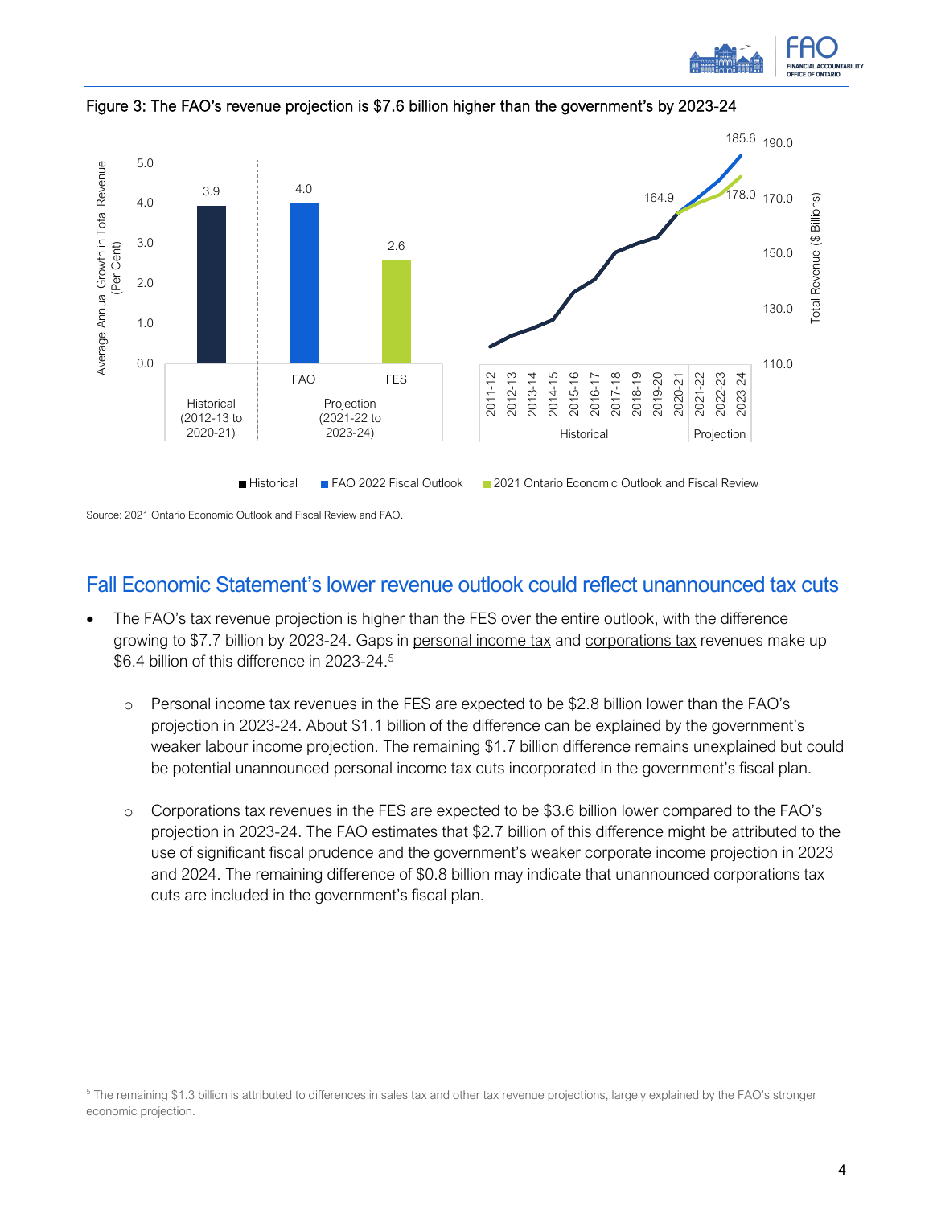Figure 3: The FAO's revenue projection is $7.6 billion higher than the government's by 2023-24

Source: 2021 Ontario Economic Outlook and Fiscal Review and FAO.

## Fall Economic Statement's lower revenue outlook could reflect unannounced tax cuts

- The FAO's tax revenue projection is higher than the FES over the entire outlook, with the difference growing to $7.7 billion by 2023-24. Gaps in personal income tax and corporations tax revenues make up $6.4 billion of this difference in 2023-24.[5]
  - Personal income tax revenues in the FES are expected to be $2.8 billion lower than the FAO's projection in 2023-24. About $1.1 billion of the difference can be explained by the government's weaker labour income projection. The remaining $1.7 billion difference remains unexplained but could be potential unannounced personal income tax cuts incorporated in the government's fiscal plan.
  - Corporations tax revenues in the FES are expected to be $3.6 billion lower compared to the FAO's projection in 2023-24. The FAO estimates that $2.7 billion of this difference might be attributed to the use of significant fiscal prudence and the government's weaker corporate income projection in 2023 and 2024. The remaining difference of $0.8 billion may indicate that unannounced corporations tax cuts are included in the government's fiscal plan.

[5] The remaining $1.3 billion is attributed to differences in sales tax and other tax revenue projections, largely explained by the FAO's stronger economic projection.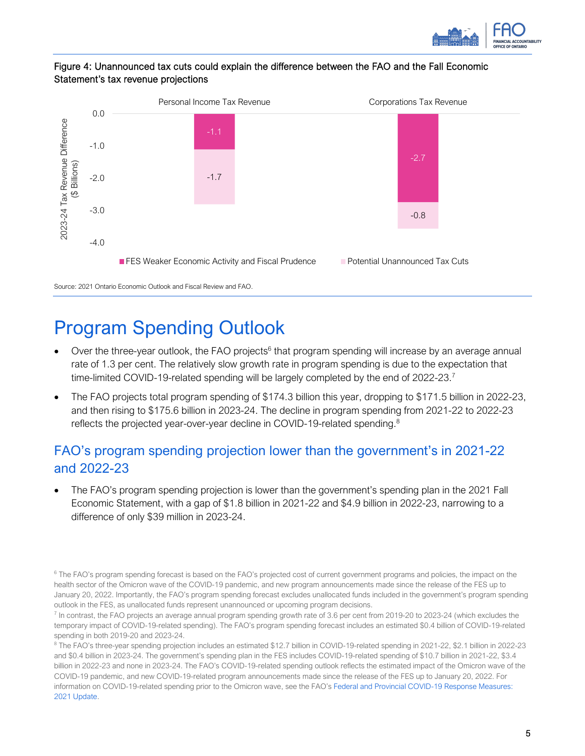Figure 4: Unannounced tax cuts could explain the difference between the FAO and the Fall Economic Statement's tax revenue projections

| 2023-24 Tax Revenue Difference ($ Billions) | Personal Income Tax Revenue | Corporations Tax Revenue |
|---|---|---|
| FES Weaker Economic Activity and Fiscal Prudence | -1.1 | -2.7 |
| Potential Unannounced Tax Cuts | -1.7 | -0.8 |

Source: 2021 Ontario Economic Outlook and Fiscal Review and FAO.

# Program Spending Outlook

- Over the three-year outlook, the FAO projects[6] that program spending will increase by an average annual rate of 1.3 per cent. The relatively slow growth rate in program spending is due to the expectation that time-limited COVID-19-related spending will be largely completed by the end of 2022-23.[7]
- The FAO projects total program spending of $174.3 billion this year, dropping to $171.5 billion in 2022-23, and then rising to $175.6 billion in 2023-24. The decline in program spending from 2021-22 to 2022-23 reflects the projected year-over-year decline in COVID-19-related spending.[8]

## FAO's program spending projection lower than the government's in 2021-22 and 2022-23

- The FAO's program spending projection is lower than the government's spending plan in the 2021 Fall Economic Statement, with a gap of $1.8 billion in 2021-22 and $4.9 billion in 2022-23, narrowing to a difference of only $39 million in 2023-24.

[6] The FAO's program spending forecast is based on the FAO's projected cost of current government programs and policies, the impact on the health sector of the Omicron wave of the COVID-19 pandemic, and new program announcements made since the release of the FES up to January 20, 2022. Importantly, the FAO's program spending forecast excludes unallocated funds included in the government's program spending outlook in the FES, as unallocated funds represent unannounced or upcoming program decisions.

[7] In contrast, the FAO projects an average annual program spending growth rate of 3.6 per cent from 2019-20 to 2023-24 (which excludes the temporary impact of COVID-19-related spending). The FAO's program spending forecast includes an estimated $0.4 billion of COVID-19-related spending in both 2019-20 and 2023-24.

[8] The FAO's three-year spending projection includes an estimated $12.7 billion in COVID-19-related spending in 2021-22, $2.1 billion in 2022-23 and $0.4 billion in 2023-24. The government's spending plan in the FES includes COVID-19-related spending of $10.7 billion in 2021-22, $3.4 billion in 2022-23 and none in 2023-24. The FAO's COVID-19-related spending outlook reflects the estimated impact of the Omicron wave of the COVID-19 pandemic, and new COVID-19-related program announcements made since the release of the FES up to January 20, 2022. For information on COVID-19-related spending prior to the Omicron wave, see the FAO's Federal and Provincial COVID-19 Response Measures: 2021 Update.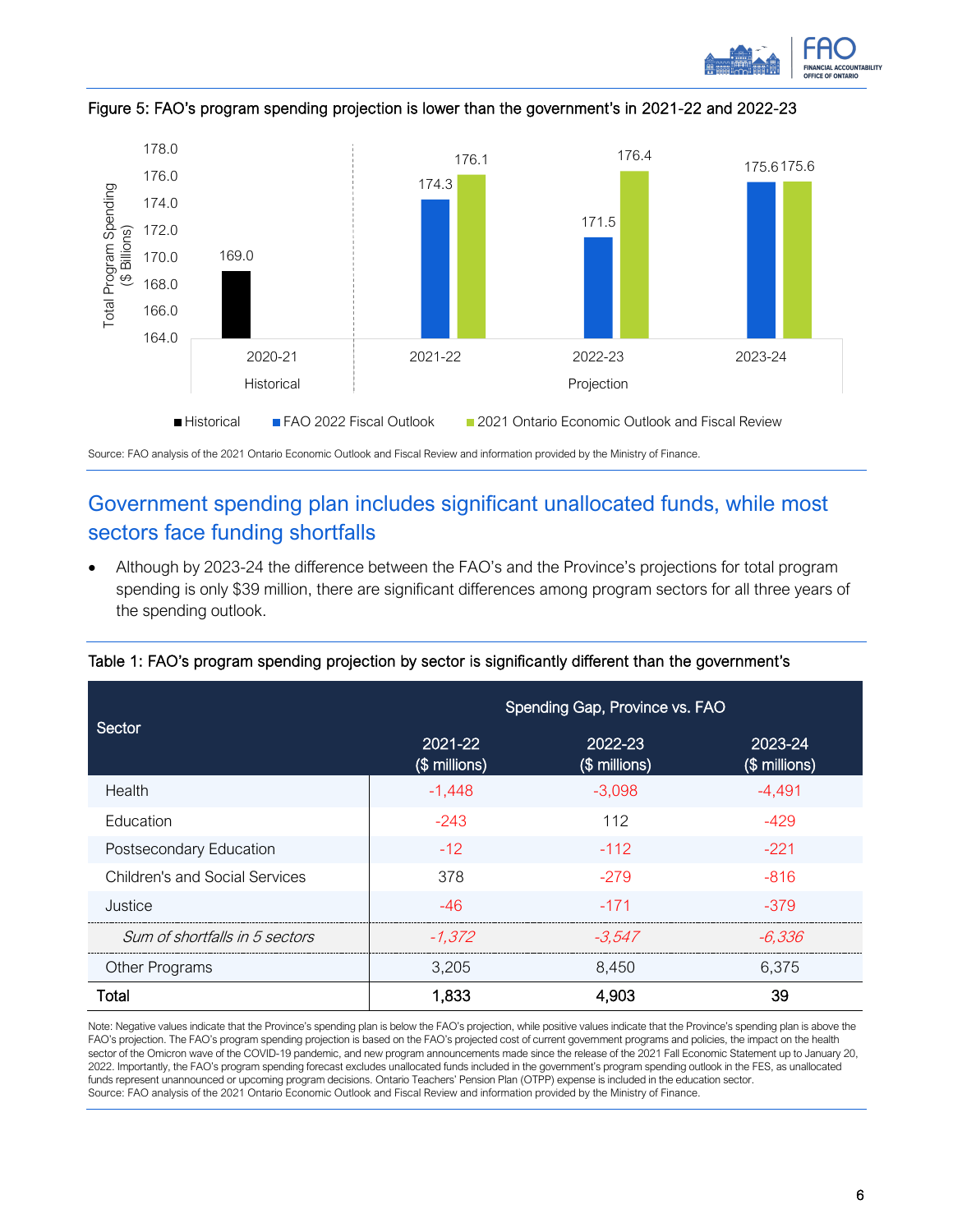Figure 5: FAO's program spending projection is lower than the government's in 2021-22 and 2022-23

| | Historical 2020-21 | Projection 2021-22 | Projection 2022-23 | Projection 2023-24 |
|---|---|---|---|---|
| Historical | 169.0 | | | |
| FAO 2022 Fiscal Outlook | | 174.3 | 171.5 | 175.6 |
| 2021 Ontario Economic Outlook and Fiscal Review | | 176.1 | 176.4 | 175.6 |

Total Program Spending ($ Billions)

Source: FAO analysis of the 2021 Ontario Economic Outlook and Fiscal Review and information provided by the Ministry of Finance.

## Government spending plan includes significant unallocated funds, while most sectors face funding shortfalls

- Although by 2023-24 the difference between the FAO's and the Province's projections for total program spending is only $39 million, there are significant differences among program sectors for all three years of the spending outlook.

Table 1: FAO's program spending projection by sector is significantly different than the government's

| Sector | Spending Gap, Province vs. FAO | | |
|---|---|---|---|
| | 2021-22 ($ millions) | 2022-23 ($ millions) | 2023-24 ($ millions) |
| Health | -1,448 | -3,098 | -4,491 |
| Education | -243 | 112 | -429 |
| Postsecondary Education | -12 | -112 | -221 |
| Children's and Social Services | 378 | -279 | -816 |
| Justice | -46 | -171 | -379 |
| *Sum of shortfalls in 5 sectors* | *-1,372* | *-3,547* | *-6,336* |
| Other Programs | 3,205 | 8,450 | 6,375 |
| **Total** | **1,833** | **4,903** | **39** |

Note: Negative values indicate that the Province's spending plan is below the FAO's projection, while positive values indicate that the Province's spending plan is above the FAO's projection. The FAO's program spending projection is based on the FAO's projected cost of current government programs and policies, the impact on the health sector of the Omicron wave of the COVID-19 pandemic, and new program announcements made since the release of the 2021 Fall Economic Statement up to January 20, 2022. Importantly, the FAO's program spending forecast excludes unallocated funds included in the government's program spending outlook in the FES, as unallocated funds represent unannounced or upcoming program decisions. Ontario Teachers' Pension Plan (OTPP) expense is included in the education sector.
Source: FAO analysis of the 2021 Ontario Economic Outlook and Fiscal Review and information provided by the Ministry of Finance.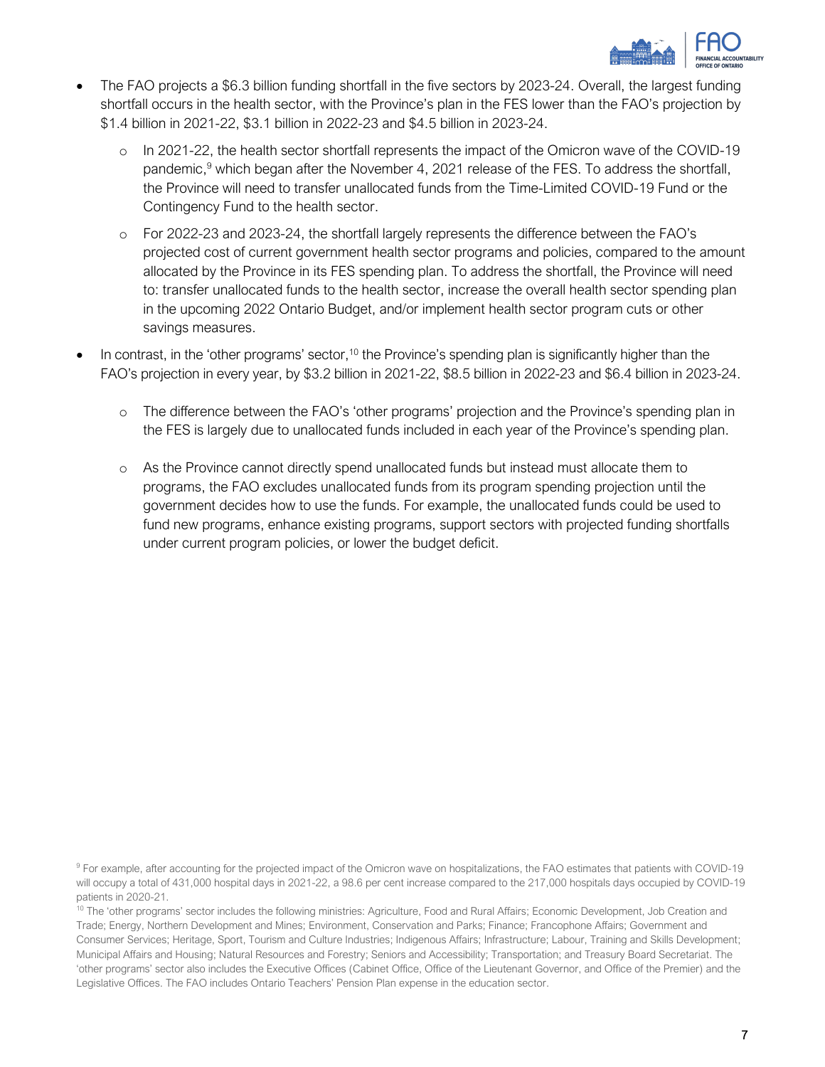- The FAO projects a $6.3 billion funding shortfall in the five sectors by 2023-24. Overall, the largest funding shortfall occurs in the health sector, with the Province's plan in the FES lower than the FAO's projection by $1.4 billion in 2021-22, $3.1 billion in 2022-23 and $4.5 billion in 2023-24.
  - In 2021-22, the health sector shortfall represents the impact of the Omicron wave of the COVID-19 pandemic,[9] which began after the November 4, 2021 release of the FES. To address the shortfall, the Province will need to transfer unallocated funds from the Time-Limited COVID-19 Fund or the Contingency Fund to the health sector.
  - For 2022-23 and 2023-24, the shortfall largely represents the difference between the FAO's projected cost of current government health sector programs and policies, compared to the amount allocated by the Province in its FES spending plan. To address the shortfall, the Province will need to: transfer unallocated funds to the health sector, increase the overall health sector spending plan in the upcoming 2022 Ontario Budget, and/or implement health sector program cuts or other savings measures.
- In contrast, in the 'other programs' sector,[10] the Province's spending plan is significantly higher than the FAO's projection in every year, by $3.2 billion in 2021-22, $8.5 billion in 2022-23 and $6.4 billion in 2023-24.
  - The difference between the FAO's 'other programs' projection and the Province's spending plan in the FES is largely due to unallocated funds included in each year of the Province's spending plan.
  - As the Province cannot directly spend unallocated funds but instead must allocate them to programs, the FAO excludes unallocated funds from its program spending projection until the government decides how to use the funds. For example, the unallocated funds could be used to fund new programs, enhance existing programs, support sectors with projected funding shortfalls under current program policies, or lower the budget deficit.

[9] For example, after accounting for the projected impact of the Omicron wave on hospitalizations, the FAO estimates that patients with COVID-19 will occupy a total of 431,000 hospital days in 2021-22, a 98.6 per cent increase compared to the 217,000 hospitals days occupied by COVID-19 patients in 2020-21.

[10] The 'other programs' sector includes the following ministries: Agriculture, Food and Rural Affairs; Economic Development, Job Creation and Trade; Energy, Northern Development and Mines; Environment, Conservation and Parks; Finance; Francophone Affairs; Government and Consumer Services; Heritage, Sport, Tourism and Culture Industries; Indigenous Affairs; Infrastructure; Labour, Training and Skills Development; Municipal Affairs and Housing; Natural Resources and Forestry; Seniors and Accessibility; Transportation; and Treasury Board Secretariat. The 'other programs' sector also includes the Executive Offices (Cabinet Office, Office of the Lieutenant Governor, and Office of the Premier) and the Legislative Offices. The FAO includes Ontario Teachers' Pension Plan expense in the education sector.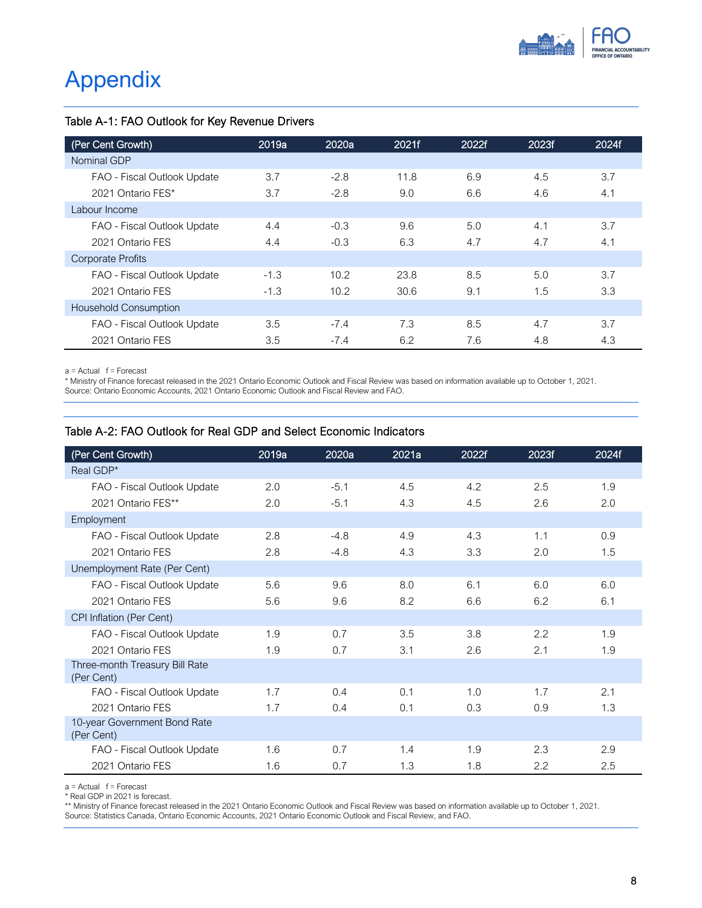# Appendix

### Table A-1: FAO Outlook for Key Revenue Drivers

| (Per Cent Growth) | 2019a | 2020a | 2021f | 2022f | 2023f | 2024f |
|---|---|---|---|---|---|---|
| Nominal GDP | | | | | | |
| FAO - Fiscal Outlook Update | 3.7 | -2.8 | 11.8 | 6.9 | 4.5 | 3.7 |
| 2021 Ontario FES* | 3.7 | -2.8 | 9.0 | 6.6 | 4.6 | 4.1 |
| Labour Income | | | | | | |
| FAO - Fiscal Outlook Update | 4.4 | -0.3 | 9.6 | 5.0 | 4.1 | 3.7 |
| 2021 Ontario FES | 4.4 | -0.3 | 6.3 | 4.7 | 4.7 | 4.1 |
| Corporate Profits | | | | | | |
| FAO - Fiscal Outlook Update | -1.3 | 10.2 | 23.8 | 8.5 | 5.0 | 3.7 |
| 2021 Ontario FES | -1.3 | 10.2 | 30.6 | 9.1 | 1.5 | 3.3 |
| Household Consumption | | | | | | |
| FAO - Fiscal Outlook Update | 3.5 | -7.4 | 7.3 | 8.5 | 4.7 | 3.7 |
| 2021 Ontario FES | 3.5 | -7.4 | 6.2 | 7.6 | 4.8 | 4.3 |

a = Actual f = Forecast
* Ministry of Finance forecast released in the 2021 Ontario Economic Outlook and Fiscal Review was based on information available up to October 1, 2021.
Source: Ontario Economic Accounts, 2021 Ontario Economic Outlook and Fiscal Review and FAO.

### Table A-2: FAO Outlook for Real GDP and Select Economic Indicators

| (Per Cent Growth) | 2019a | 2020a | 2021a | 2022f | 2023f | 2024f |
|---|---|---|---|---|---|---|
| Real GDP* | | | | | | |
| FAO - Fiscal Outlook Update | 2.0 | -5.1 | 4.5 | 4.2 | 2.5 | 1.9 |
| 2021 Ontario FES** | 2.0 | -5.1 | 4.3 | 4.5 | 2.6 | 2.0 |
| Employment | | | | | | |
| FAO - Fiscal Outlook Update | 2.8 | -4.8 | 4.9 | 4.3 | 1.1 | 0.9 |
| 2021 Ontario FES | 2.8 | -4.8 | 4.3 | 3.3 | 2.0 | 1.5 |
| Unemployment Rate (Per Cent) | | | | | | |
| FAO - Fiscal Outlook Update | 5.6 | 9.6 | 8.0 | 6.1 | 6.0 | 6.0 |
| 2021 Ontario FES | 5.6 | 9.6 | 8.2 | 6.6 | 6.2 | 6.1 |
| CPI Inflation (Per Cent) | | | | | | |
| FAO - Fiscal Outlook Update | 1.9 | 0.7 | 3.5 | 3.8 | 2.2 | 1.9 |
| 2021 Ontario FES | 1.9 | 0.7 | 3.1 | 2.6 | 2.1 | 1.9 |
| Three-month Treasury Bill Rate (Per Cent) | | | | | | |
| FAO - Fiscal Outlook Update | 1.7 | 0.4 | 0.1 | 1.0 | 1.7 | 2.1 |
| 2021 Ontario FES | 1.7 | 0.4 | 0.1 | 0.3 | 0.9 | 1.3 |
| 10-year Government Bond Rate (Per Cent) | | | | | | |
| FAO - Fiscal Outlook Update | 1.6 | 0.7 | 1.4 | 1.9 | 2.3 | 2.9 |
| 2021 Ontario FES | 1.6 | 0.7 | 1.3 | 1.8 | 2.2 | 2.5 |

a = Actual f = Forecast
* Real GDP in 2021 is forecast.
** Ministry of Finance forecast released in the 2021 Ontario Economic Outlook and Fiscal Review was based on information available up to October 1, 2021.
Source: Statistics Canada, Ontario Economic Accounts, 2021 Ontario Economic Outlook and Fiscal Review, and FAO.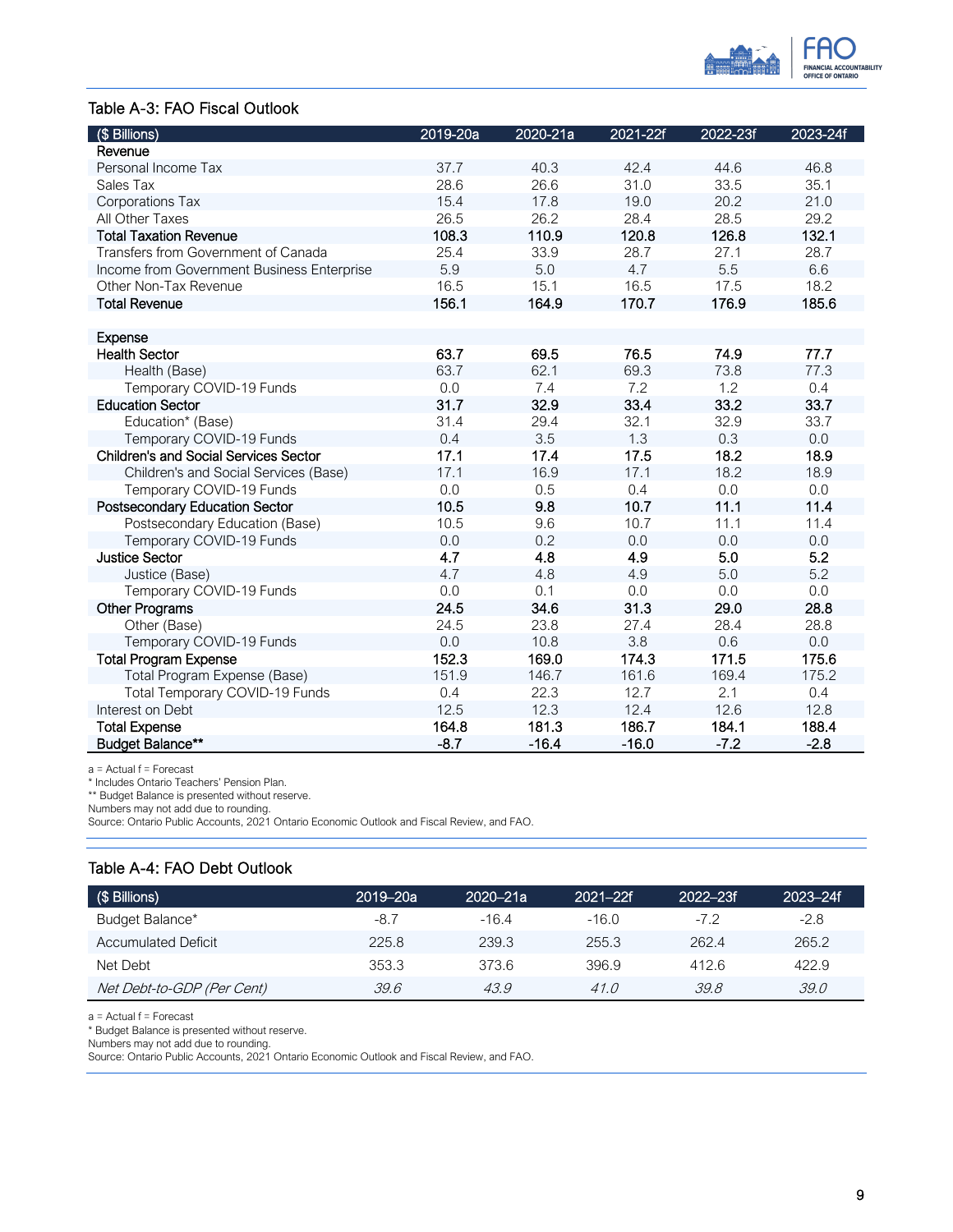### Table A-3: FAO Fiscal Outlook

| ($ Billions) | 2019-20a | 2020-21a | 2021-22f | 2022-23f | 2023-24f |
|---|---|---|---|---|---|
| **Revenue** | | | | | |
| Personal Income Tax | 37.7 | 40.3 | 42.4 | 44.6 | 46.8 |
| Sales Tax | 28.6 | 26.6 | 31.0 | 33.5 | 35.1 |
| Corporations Tax | 15.4 | 17.8 | 19.0 | 20.2 | 21.0 |
| All Other Taxes | 26.5 | 26.2 | 28.4 | 28.5 | 29.2 |
| **Total Taxation Revenue** | **108.3** | **110.9** | **120.8** | **126.8** | **132.1** |
| Transfers from Government of Canada | 25.4 | 33.9 | 28.7 | 27.1 | 28.7 |
| Income from Government Business Enterprise | 5.9 | 5.0 | 4.7 | 5.5 | 6.6 |
| Other Non-Tax Revenue | 16.5 | 15.1 | 16.5 | 17.5 | 18.2 |
| **Total Revenue** | **156.1** | **164.9** | **170.7** | **176.9** | **185.6** |
| | | | | | |
| **Expense** | | | | | |
| **Health Sector** | **63.7** | **69.5** | **76.5** | **74.9** | **77.7** |
| Health (Base) | 63.7 | 62.1 | 69.3 | 73.8 | 77.3 |
| Temporary COVID-19 Funds | 0.0 | 7.4 | 7.2 | 1.2 | 0.4 |
| **Education Sector** | **31.7** | **32.9** | **33.4** | **33.2** | **33.7** |
| Education* (Base) | 31.4 | 29.4 | 32.1 | 32.9 | 33.7 |
| Temporary COVID-19 Funds | 0.4 | 3.5 | 1.3 | 0.3 | 0.0 |
| **Children's and Social Services Sector** | **17.1** | **17.4** | **17.5** | **18.2** | **18.9** |
| Children's and Social Services (Base) | 17.1 | 16.9 | 17.1 | 18.2 | 18.9 |
| Temporary COVID-19 Funds | 0.0 | 0.5 | 0.4 | 0.0 | 0.0 |
| **Postsecondary Education Sector** | **10.5** | **9.8** | **10.7** | **11.1** | **11.4** |
| Postsecondary Education (Base) | 10.5 | 9.6 | 10.7 | 11.1 | 11.4 |
| Temporary COVID-19 Funds | 0.0 | 0.2 | 0.0 | 0.0 | 0.0 |
| **Justice Sector** | **4.7** | **4.8** | **4.9** | **5.0** | **5.2** |
| Justice (Base) | 4.7 | 4.8 | 4.9 | 5.0 | 5.2 |
| Temporary COVID-19 Funds | 0.0 | 0.1 | 0.0 | 0.0 | 0.0 |
| **Other Programs** | **24.5** | **34.6** | **31.3** | **29.0** | **28.8** |
| Other (Base) | 24.5 | 23.8 | 27.4 | 28.4 | 28.8 |
| Temporary COVID-19 Funds | 0.0 | 10.8 | 3.8 | 0.6 | 0.0 |
| **Total Program Expense** | **152.3** | **169.0** | **174.3** | **171.5** | **175.6** |
| Total Program Expense (Base) | 151.9 | 146.7 | 161.6 | 169.4 | 175.2 |
| Total Temporary COVID-19 Funds | 0.4 | 22.3 | 12.7 | 2.1 | 0.4 |
| Interest on Debt | 12.5 | 12.3 | 12.4 | 12.6 | 12.8 |
| **Total Expense** | **164.8** | **181.3** | **186.7** | **184.1** | **188.4** |
| **Budget Balance**** | **-8.7** | **-16.4** | **-16.0** | **-7.2** | **-2.8** |

a = Actual f = Forecast
* Includes Ontario Teachers' Pension Plan.
** Budget Balance is presented without reserve.
Numbers may not add due to rounding.
Source: Ontario Public Accounts, 2021 Ontario Economic Outlook and Fiscal Review, and FAO.

### Table A-4: FAO Debt Outlook

| ($ Billions) | 2019–20a | 2020–21a | 2021–22f | 2022–23f | 2023–24f |
|---|---|---|---|---|---|
| Budget Balance* | -8.7 | -16.4 | -16.0 | -7.2 | -2.8 |
| Accumulated Deficit | 225.8 | 239.3 | 255.3 | 262.4 | 265.2 |
| Net Debt | 353.3 | 373.6 | 396.9 | 412.6 | 422.9 |
| *Net Debt-to-GDP (Per Cent)* | *39.6* | *43.9* | *41.0* | *39.8* | *39.0* |

a = Actual f = Forecast
* Budget Balance is presented without reserve.
Numbers may not add due to rounding.
Source: Ontario Public Accounts, 2021 Ontario Economic Outlook and Fiscal Review, and FAO.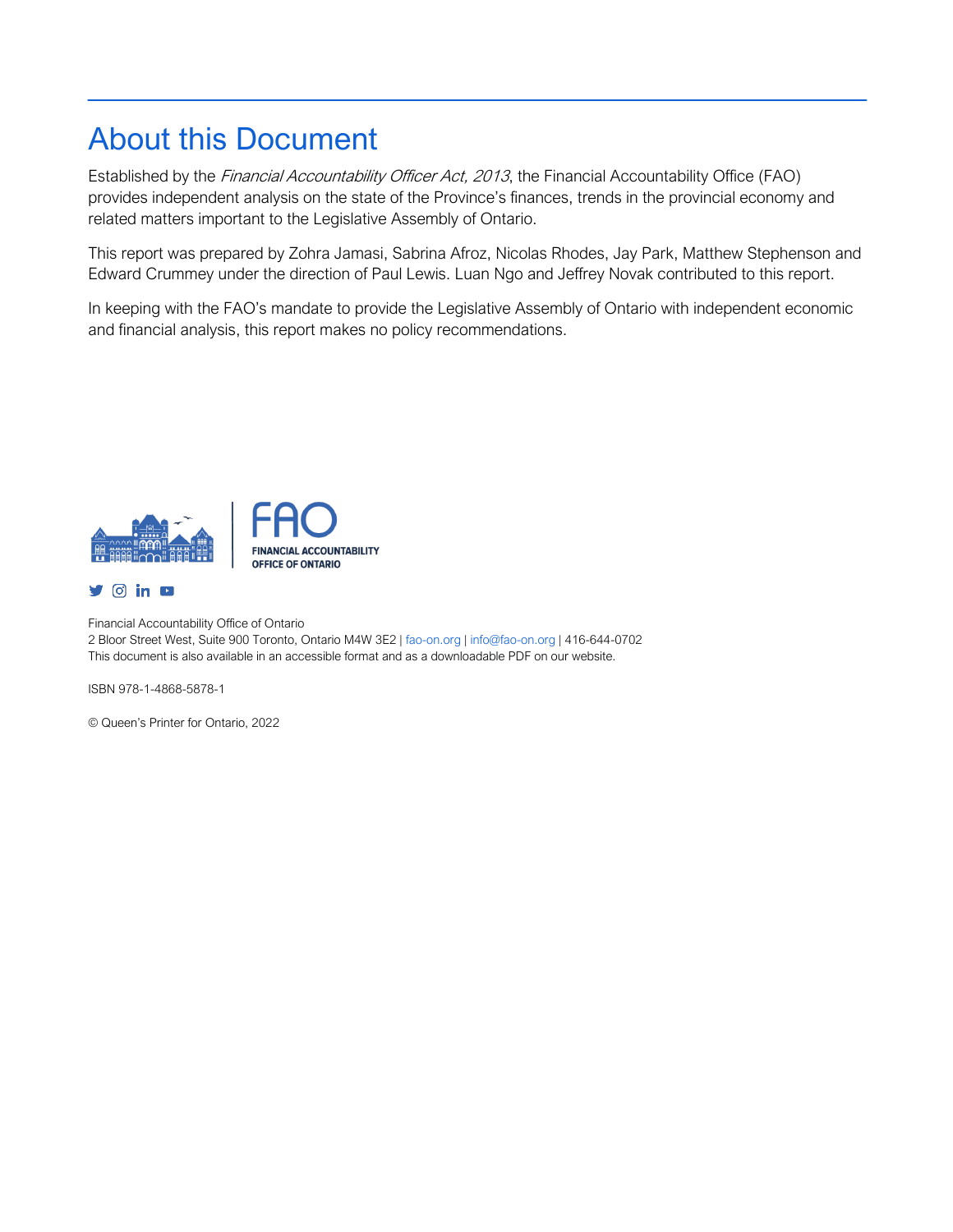# About this Document

Established by the *Financial Accountability Officer Act, 2013*, the Financial Accountability Office (FAO) provides independent analysis on the state of the Province's finances, trends in the provincial economy and related matters important to the Legislative Assembly of Ontario.

This report was prepared by Zohra Jamasi, Sabrina Afroz, Nicolas Rhodes, Jay Park, Matthew Stephenson and Edward Crummey under the direction of Paul Lewis. Luan Ngo and Jeffrey Novak contributed to this report.

In keeping with the FAO's mandate to provide the Legislative Assembly of Ontario with independent economic and financial analysis, this report makes no policy recommendations.

FAO
FINANCIAL ACCOUNTABILITY OFFICE OF ONTARIO

Financial Accountability Office of Ontario
2 Bloor Street West, Suite 900 Toronto, Ontario M4W 3E2 | fao-on.org | info@fao-on.org | 416-644-0702
This document is also available in an accessible format and as a downloadable PDF on our website.

ISBN 978-1-4868-5878-1

© Queen's Printer for Ontario, 2022